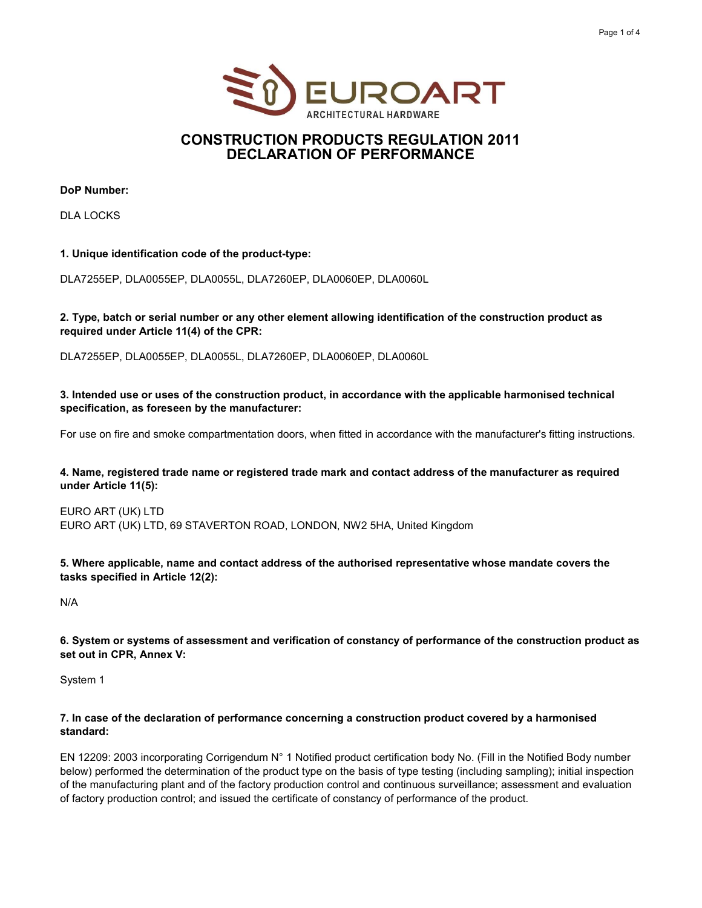# CONSTRUCTION PRODUCTS REGULATION 2011
# DECLARATION OF PERFORMANCE

**DoP Number:**

DLA LOCKS

**1. Unique identification code of the product-type:**

DLA7255EP, DLA0055EP, DLA0055L, DLA7260EP, DLA0060EP, DLA0060L

**2. Type, batch or serial number or any other element allowing identification of the construction product as required under Article 11(4) of the CPR:**

DLA7255EP, DLA0055EP, DLA0055L, DLA7260EP, DLA0060EP, DLA0060L

**3. Intended use or uses of the construction product, in accordance with the applicable harmonised technical specification, as foreseen by the manufacturer:**

For use on fire and smoke compartmentation doors, when fitted in accordance with the manufacturer's fitting instructions.

**4. Name, registered trade name or registered trade mark and contact address of the manufacturer as required under Article 11(5):**

EURO ART (UK) LTD
EURO ART (UK) LTD, 69 STAVERTON ROAD, LONDON, NW2 5HA, United Kingdom

**5. Where applicable, name and contact address of the authorised representative whose mandate covers the tasks specified in Article 12(2):**

N/A

**6. System or systems of assessment and verification of constancy of performance of the construction product as set out in CPR, Annex V:**

System 1

**7. In case of the declaration of performance concerning a construction product covered by a harmonised standard:**

EN 12209: 2003 incorporating Corrigendum N° 1 Notified product certification body No. (Fill in the Notified Body number below) performed the determination of the product type on the basis of type testing (including sampling); initial inspection of the manufacturing plant and of the factory production control and continuous surveillance; assessment and evaluation of factory production control; and issued the certificate of constancy of performance of the product.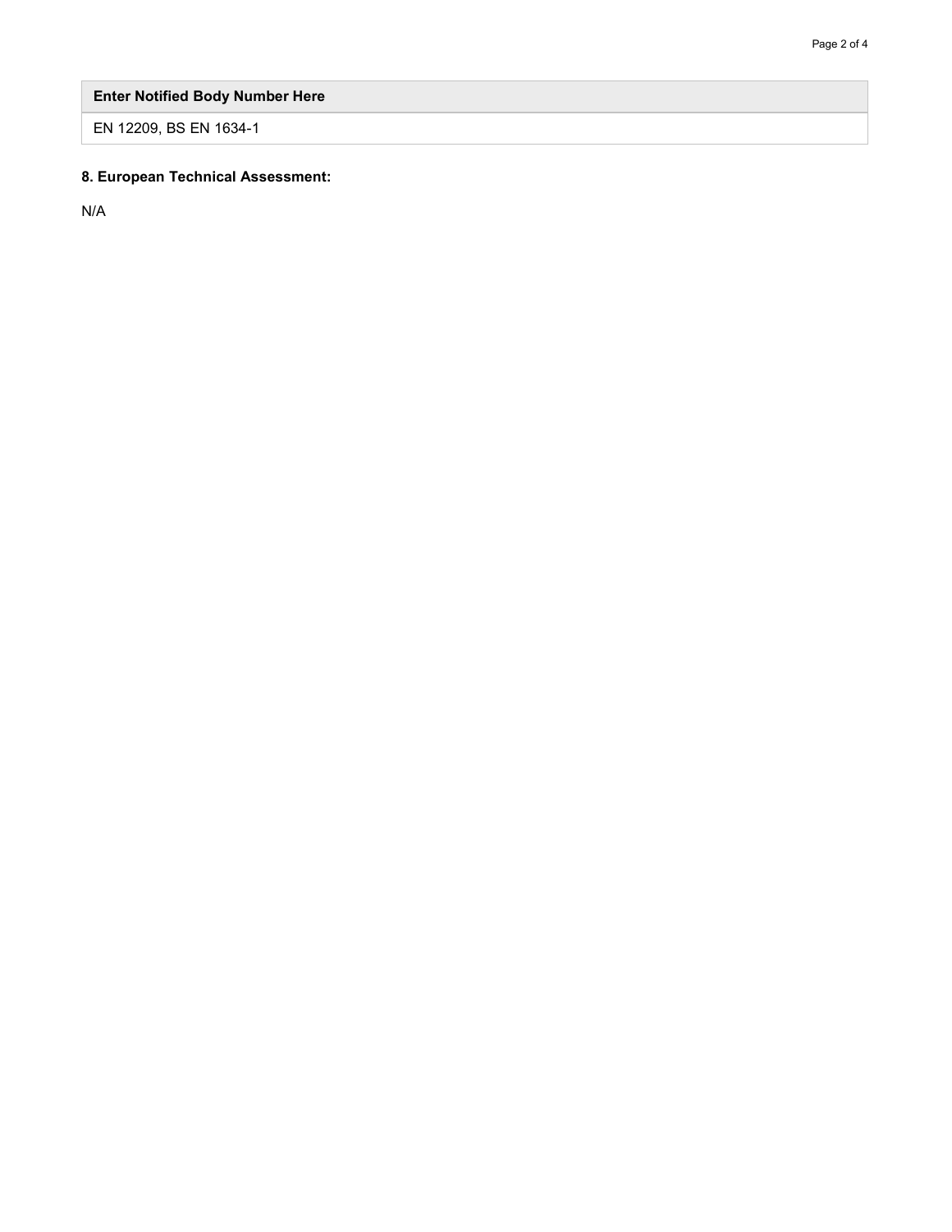| Enter Notified Body Number Here |
| --- |
| EN 12209, BS EN 1634-1 |

**8. European Technical Assessment:**

N/A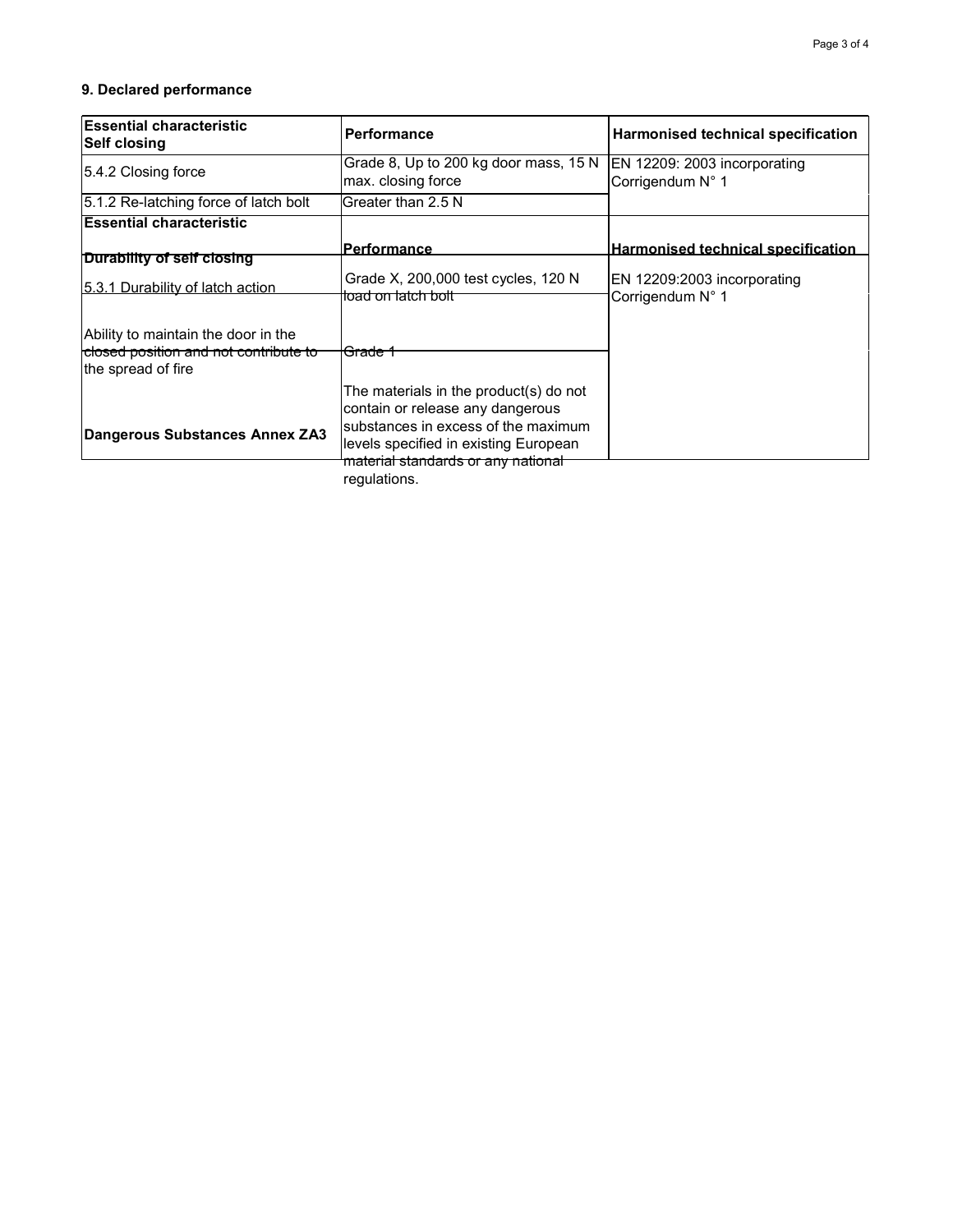## 9. Declared performance

| Essential characteristic Self closing | Performance | Harmonised technical specification |
| --- | --- | --- |
| 5.4.2 Closing force | Grade 8, Up to 200 kg door mass, 15 N max. closing force | EN 12209: 2003 incorporating Corrigendum N° 1 |
| 5.1.2 Re-latching force of latch bolt | Greater than 2.5 N | |
| **Essential characteristic Durability of self closing** | **Performance** | **Harmonised technical specification** |
| 5.3.1 Durability of latch action | Grade X, 200,000 test cycles, 120 N load on latch bolt | EN 12209:2003 incorporating Corrigendum N° 1 |
| Ability to maintain the door in the closed position and not contribute to the spread of fire | Grade 1 | |
| **Dangerous Substances Annex ZA3** | The materials in the product(s) do not contain or release any dangerous substances in excess of the maximum levels specified in existing European material standards or any national regulations. | |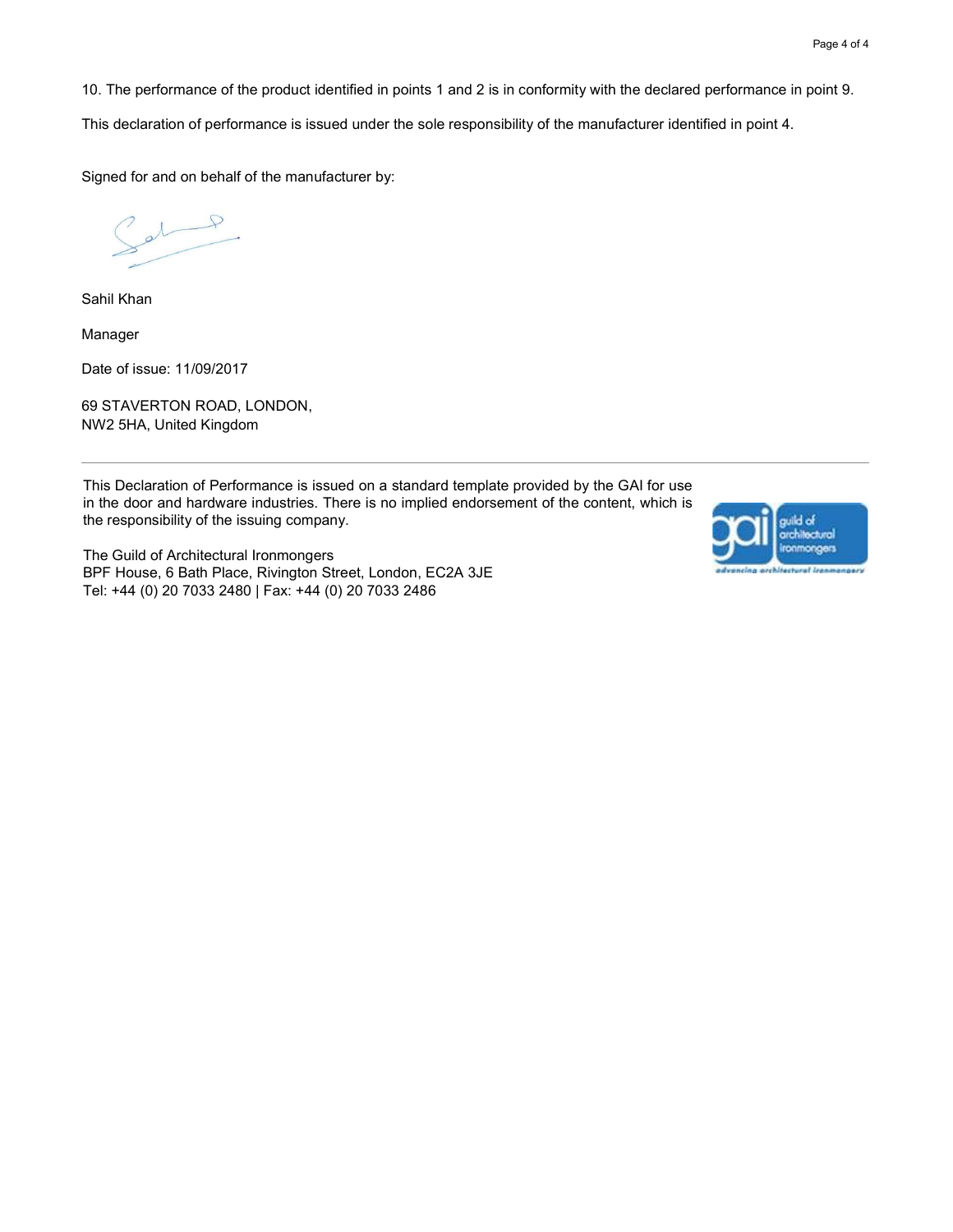10. The performance of the product identified in points 1 and 2 is in conformity with the declared performance in point 9.

This declaration of performance is issued under the sole responsibility of the manufacturer identified in point 4.

Signed for and on behalf of the manufacturer by:

Sahil Khan

Manager

Date of issue: 11/09/2017

69 STAVERTON ROAD, LONDON,
NW2 5HA, United Kingdom

---

This Declaration of Performance is issued on a standard template provided by the GAI for use in the door and hardware industries. There is no implied endorsement of the content, which is the responsibility of the issuing company.

The Guild of Architectural Ironmongers
BPF House, 6 Bath Place, Rivington Street, London, EC2A 3JE
Tel: +44 (0) 20 7033 2480 | Fax: +44 (0) 20 7033 2486